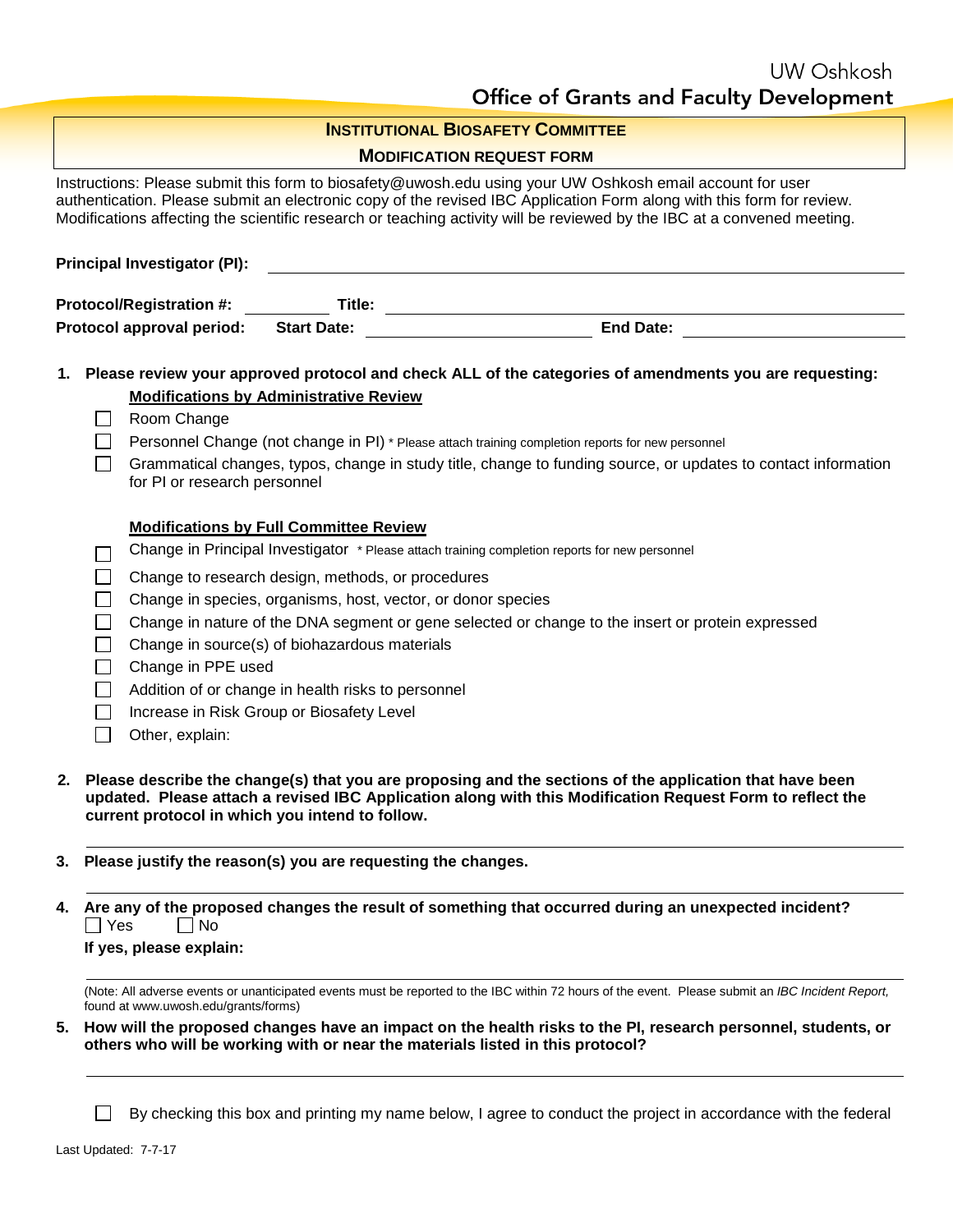UW Oshkosh
Office of Grants and Faculty Development

## INSTITUTIONAL BIOSAFETY COMMITTEE

## MODIFICATION REQUEST FORM

Instructions: Please submit this form to biosafety@uwosh.edu using your UW Oshkosh email account for user authentication. Please submit an electronic copy of the revised IBC Application Form along with this form for review. Modifications affecting the scientific research or teaching activity will be reviewed by the IBC at a convened meeting.

**Principal Investigator (PI):** ____________________

**Protocol/Registration #:** __________ **Title:** ____________________

**Protocol approval period:** **Start Date:** ____________________ **End Date:** ____________________

1. **Please review your approved protocol and check ALL of the categories of amendments you are requesting:**

   **<u>Modifications by Administrative Review</u>**

   - ☐ Room Change
   - ☐ Personnel Change (not change in PI) * Please attach training completion reports for new personnel
   - ☐ Grammatical changes, typos, change in study title, change to funding source, or updates to contact information for PI or research personnel

   **<u>Modifications by Full Committee Review</u>**

   - ☐ Change in Principal Investigator * Please attach training completion reports for new personnel
   - ☐ Change to research design, methods, or procedures
   - ☐ Change in species, organisms, host, vector, or donor species
   - ☐ Change in nature of the DNA segment or gene selected or change to the insert or protein expressed
   - ☐ Change in source(s) of biohazardous materials
   - ☐ Change in PPE used
   - ☐ Addition of or change in health risks to personnel
   - ☐ Increase in Risk Group or Biosafety Level
   - ☐ Other, explain:

2. **Please describe the change(s) that you are proposing and the sections of the application that have been updated. Please attach a revised IBC Application along with this Modification Request Form to reflect the current protocol in which you intend to follow.**

   ____________________

3. **Please justify the reason(s) you are requesting the changes.**

   ____________________

4. **Are any of the proposed changes the result of something that occurred during an unexpected incident?**
   ☐ Yes ☐ No

   **If yes, please explain:**

   ____________________

   (Note: All adverse events or unanticipated events must be reported to the IBC within 72 hours of the event. Please submit an *IBC Incident Report,* found at www.uwosh.edu/grants/forms)

5. **How will the proposed changes have an impact on the health risks to the PI, research personnel, students, or others who will be working with or near the materials listed in this protocol?**

   ____________________

☐ By checking this box and printing my name below, I agree to conduct the project in accordance with the federal

Last Updated: 7-7-17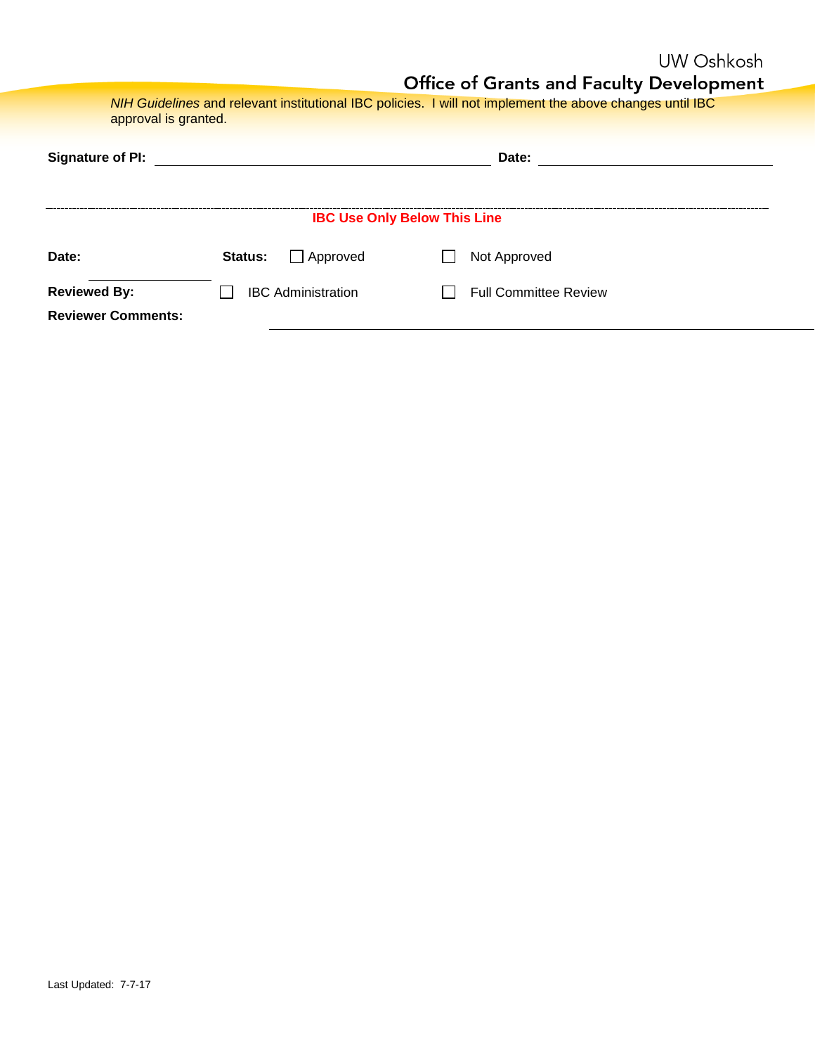*NIH Guidelines* and relevant institutional IBC policies. I will not implement the above changes until IBC approval is granted.

**Signature of PI:** ______________________________ **Date:** ____________________

---

**IBC Use Only Below This Line**

**Date:** ____________ **Status:** ☐ Approved ☐ Not Approved

**Reviewed By:** ☐ IBC Administration ☐ Full Committee Review

**Reviewer Comments:** ______________________________

Last Updated: 7-7-17